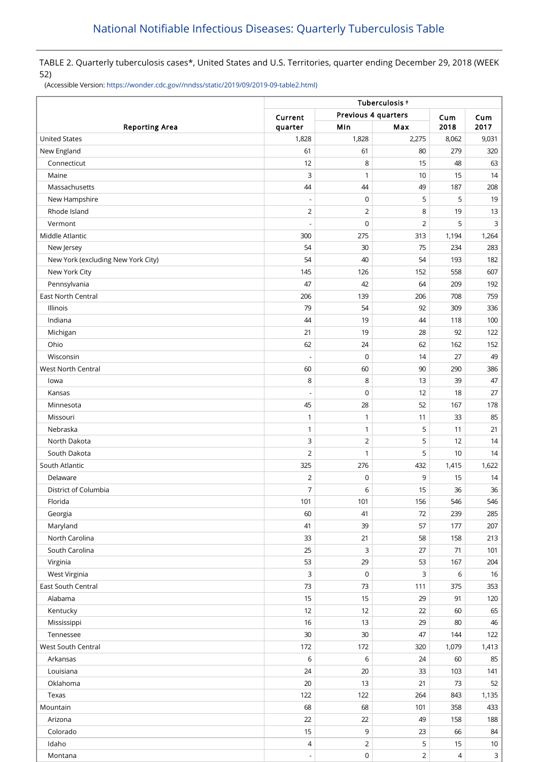# National Notifiable Infectious Diseases: Quarterly Tuberculosis Table

TABLE 2. Quarterly tuberculosis cases*, United States and U.S. Territories, quarter ending December 29, 2018 (WEEK 52)

(Accessible Version: https://wonder.cdc.gov//nndss/static/2019/09/2019-09-table2.html)

| | Tuberculosis † | | | | |
|---|---|---|---|---|---|
| | Current | Previous 4 quarters | | Cum | Cum |
| Reporting Area | quarter | Min | Max | 2018 | 2017 |
| United States | 1,828 | 1,828 | 2,275 | 8,062 | 9,031 |
| New England | 61 | 61 | 80 | 279 | 320 |
| Connecticut | 12 | 8 | 15 | 48 | 63 |
| Maine | 3 | 1 | 10 | 15 | 14 |
| Massachusetts | 44 | 44 | 49 | 187 | 208 |
| New Hampshire | - | 0 | 5 | 5 | 19 |
| Rhode Island | 2 | 2 | 8 | 19 | 13 |
| Vermont | - | 0 | 2 | 5 | 3 |
| Middle Atlantic | 300 | 275 | 313 | 1,194 | 1,264 |
| New Jersey | 54 | 30 | 75 | 234 | 283 |
| New York (excluding New York City) | 54 | 40 | 54 | 193 | 182 |
| New York City | 145 | 126 | 152 | 558 | 607 |
| Pennsylvania | 47 | 42 | 64 | 209 | 192 |
| East North Central | 206 | 139 | 206 | 708 | 759 |
| Illinois | 79 | 54 | 92 | 309 | 336 |
| Indiana | 44 | 19 | 44 | 118 | 100 |
| Michigan | 21 | 19 | 28 | 92 | 122 |
| Ohio | 62 | 24 | 62 | 162 | 152 |
| Wisconsin | - | 0 | 14 | 27 | 49 |
| West North Central | 60 | 60 | 90 | 290 | 386 |
| Iowa | 8 | 8 | 13 | 39 | 47 |
| Kansas | - | 0 | 12 | 18 | 27 |
| Minnesota | 45 | 28 | 52 | 167 | 178 |
| Missouri | 1 | 1 | 11 | 33 | 85 |
| Nebraska | 1 | 1 | 5 | 11 | 21 |
| North Dakota | 3 | 2 | 5 | 12 | 14 |
| South Dakota | 2 | 1 | 5 | 10 | 14 |
| South Atlantic | 325 | 276 | 432 | 1,415 | 1,622 |
| Delaware | 2 | 0 | 9 | 15 | 14 |
| District of Columbia | 7 | 6 | 15 | 36 | 36 |
| Florida | 101 | 101 | 156 | 546 | 546 |
| Georgia | 60 | 41 | 72 | 239 | 285 |
| Maryland | 41 | 39 | 57 | 177 | 207 |
| North Carolina | 33 | 21 | 58 | 158 | 213 |
| South Carolina | 25 | 3 | 27 | 71 | 101 |
| Virginia | 53 | 29 | 53 | 167 | 204 |
| West Virginia | 3 | 0 | 3 | 6 | 16 |
| East South Central | 73 | 73 | 111 | 375 | 353 |
| Alabama | 15 | 15 | 29 | 91 | 120 |
| Kentucky | 12 | 12 | 22 | 60 | 65 |
| Mississippi | 16 | 13 | 29 | 80 | 46 |
| Tennessee | 30 | 30 | 47 | 144 | 122 |
| West South Central | 172 | 172 | 320 | 1,079 | 1,413 |
| Arkansas | 6 | 6 | 24 | 60 | 85 |
| Louisiana | 24 | 20 | 33 | 103 | 141 |
| Oklahoma | 20 | 13 | 21 | 73 | 52 |
| Texas | 122 | 122 | 264 | 843 | 1,135 |
| Mountain | 68 | 68 | 101 | 358 | 433 |
| Arizona | 22 | 22 | 49 | 158 | 188 |
| Colorado | 15 | 9 | 23 | 66 | 84 |
| Idaho | 4 | 2 | 5 | 15 | 10 |
| Montana | - | 0 | 2 | 4 | 3 |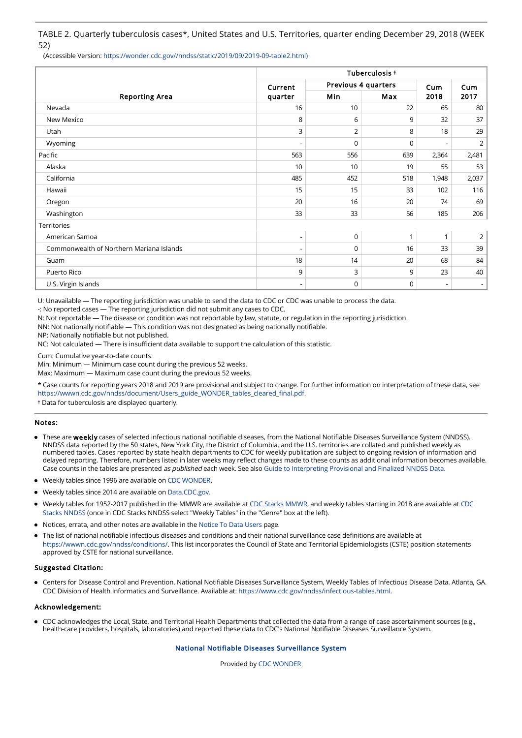TABLE 2. Quarterly tuberculosis cases*, United States and U.S. Territories, quarter ending December 29, 2018 (WEEK 52)

(Accessible Version: https://wonder.cdc.gov//nndss/static/2019/09/2019-09-table2.html)

| Reporting Area | Tuberculosis † | | | | |
|---|---|---|---|---|---|
| | Current quarter | Previous 4 quarters | | Cum 2018 | Cum 2017 |
| | | Min | Max | | |
| Nevada | 16 | 10 | 22 | 65 | 80 |
| New Mexico | 8 | 6 | 9 | 32 | 37 |
| Utah | 3 | 2 | 8 | 18 | 29 |
| Wyoming | - | 0 | 0 | - | 2 |
| Pacific | 563 | 556 | 639 | 2,364 | 2,481 |
| Alaska | 10 | 10 | 19 | 55 | 53 |
| California | 485 | 452 | 518 | 1,948 | 2,037 |
| Hawaii | 15 | 15 | 33 | 102 | 116 |
| Oregon | 20 | 16 | 20 | 74 | 69 |
| Washington | 33 | 33 | 56 | 185 | 206 |
| Territories | | | | | |
| American Samoa | - | 0 | 1 | 1 | 2 |
| Commonwealth of Northern Mariana Islands | - | 0 | 16 | 33 | 39 |
| Guam | 18 | 14 | 20 | 68 | 84 |
| Puerto Rico | 9 | 3 | 9 | 23 | 40 |
| U.S. Virgin Islands | - | 0 | 0 | - | - |

U: Unavailable — The reporting jurisdiction was unable to send the data to CDC or CDC was unable to process the data.
-: No reported cases — The reporting jurisdiction did not submit any cases to CDC.
N: Not reportable — The disease or condition was not reportable by law, statute, or regulation in the reporting jurisdiction.
NN: Not nationally notifiable — This condition was not designated as being nationally notifiable.
NP: Nationally notifiable but not published.
NC: Not calculated — There is insufficient data available to support the calculation of this statistic.

Cum: Cumulative year-to-date counts.
Min: Minimum — Minimum case count during the previous 52 weeks.
Max: Maximum — Maximum case count during the previous 52 weeks.

* Case counts for reporting years 2018 and 2019 are provisional and subject to change. For further information on interpretation of these data, see https://wwwn.cdc.gov/nndss/document/Users_guide_WONDER_tables_cleared_final.pdf.

† Data for tuberculosis are displayed quarterly.

### Notes:

- These are **weekly** cases of selected infectious national notifiable diseases, from the National Notifiable Diseases Surveillance System (NNDSS). NNDSS data reported by the 50 states, New York City, the District of Columbia, and the U.S. territories are collated and published weekly as numbered tables. Cases reported by state health departments to CDC for weekly publication are subject to ongoing revision of information and delayed reporting. Therefore, numbers listed in later weeks may reflect changes made to these counts as additional information becomes available. Case counts in the tables are presented *as published* each week. See also Guide to Interpreting Provisional and Finalized NNDSS Data.
- Weekly tables since 1996 are available on CDC WONDER.
- Weekly tables since 2014 are available on Data.CDC.gov.
- Weekly tables for 1952-2017 published in the MMWR are available at CDC Stacks MMWR, and weekly tables starting in 2018 are available at CDC Stacks NNDSS (once in CDC Stacks NNDSS select "Weekly Tables" in the "Genre" box at the left).
- Notices, errata, and other notes are available in the Notice To Data Users page.
- The list of national notifiable infectious diseases and conditions and their national surveillance case definitions are available at https://wwwn.cdc.gov/nndss/conditions/. This list incorporates the Council of State and Territorial Epidemiologists (CSTE) position statements approved by CSTE for national surveillance.

### Suggested Citation:

- Centers for Disease Control and Prevention. National Notifiable Diseases Surveillance System, Weekly Tables of Infectious Disease Data. Atlanta, GA. CDC Division of Health Informatics and Surveillance. Available at: https://www.cdc.gov/nndss/infectious-tables.html.

### Acknowledgement:

- CDC acknowledges the Local, State, and Territorial Health Departments that collected the data from a range of case ascertainment sources (e.g., health-care providers, hospitals, laboratories) and reported these data to CDC's National Notifiable Diseases Surveillance System.

National Notifiable Diseases Surveillance System

Provided by CDC WONDER